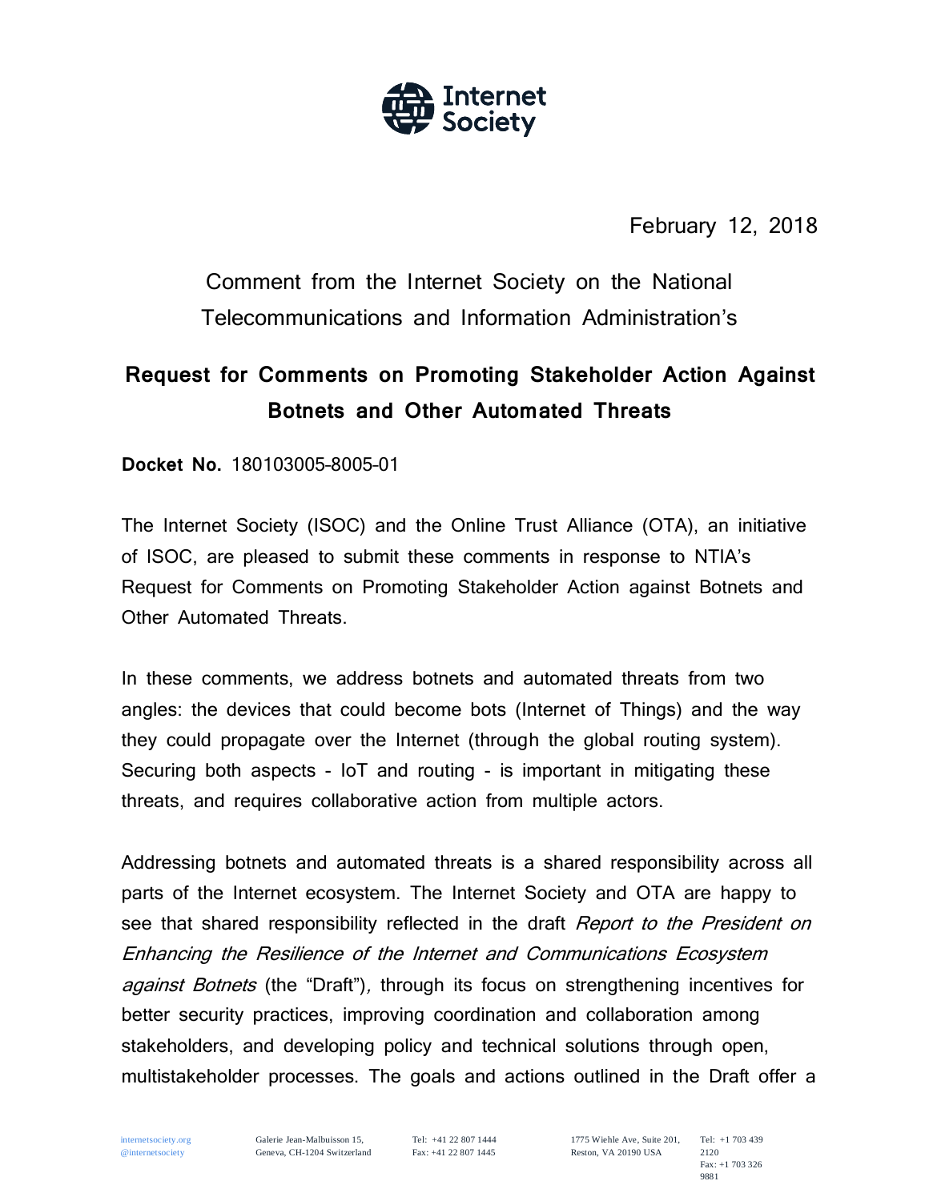February 12, 2018

Comment from the Internet Society on the National Telecommunications and Information Administration's

# Request for Comments on Promoting Stakeholder Action Against Botnets and Other Automated Threats

**Docket No.** 180103005-8005-01

The Internet Society (ISOC) and the Online Trust Alliance (OTA), an initiative of ISOC, are pleased to submit these comments in response to NTIA's Request for Comments on Promoting Stakeholder Action against Botnets and Other Automated Threats.

In these comments, we address botnets and automated threats from two angles: the devices that could become bots (Internet of Things) and the way they could propagate over the Internet (through the global routing system). Securing both aspects - IoT and routing - is important in mitigating these threats, and requires collaborative action from multiple actors.

Addressing botnets and automated threats is a shared responsibility across all parts of the Internet ecosystem. The Internet Society and OTA are happy to see that shared responsibility reflected in the draft *Report to the President on Enhancing the Resilience of the Internet and Communications Ecosystem against Botnets* (the "Draft"), through its focus on strengthening incentives for better security practices, improving coordination and collaboration among stakeholders, and developing policy and technical solutions through open, multistakeholder processes. The goals and actions outlined in the Draft offer a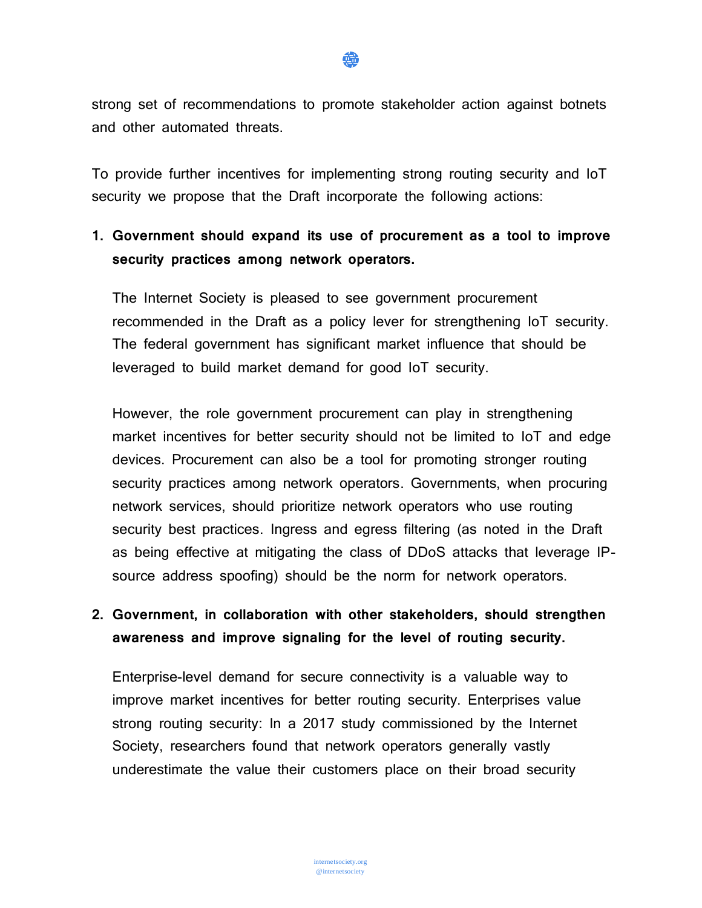strong set of recommendations to promote stakeholder action against botnets and other automated threats.

To provide further incentives for implementing strong routing security and IoT security we propose that the Draft incorporate the following actions:

1. **Government should expand its use of procurement as a tool to improve security practices among network operators.**

   The Internet Society is pleased to see government procurement recommended in the Draft as a policy lever for strengthening IoT security. The federal government has significant market influence that should be leveraged to build market demand for good IoT security.

   However, the role government procurement can play in strengthening market incentives for better security should not be limited to IoT and edge devices. Procurement can also be a tool for promoting stronger routing security practices among network operators. Governments, when procuring network services, should prioritize network operators who use routing security best practices. Ingress and egress filtering (as noted in the Draft as being effective at mitigating the class of DDoS attacks that leverage IP-source address spoofing) should be the norm for network operators.

2. **Government, in collaboration with other stakeholders, should strengthen awareness and improve signaling for the level of routing security.**

   Enterprise-level demand for secure connectivity is a valuable way to improve market incentives for better routing security. Enterprises value strong routing security: In a 2017 study commissioned by the Internet Society, researchers found that network operators generally vastly underestimate the value their customers place on their broad security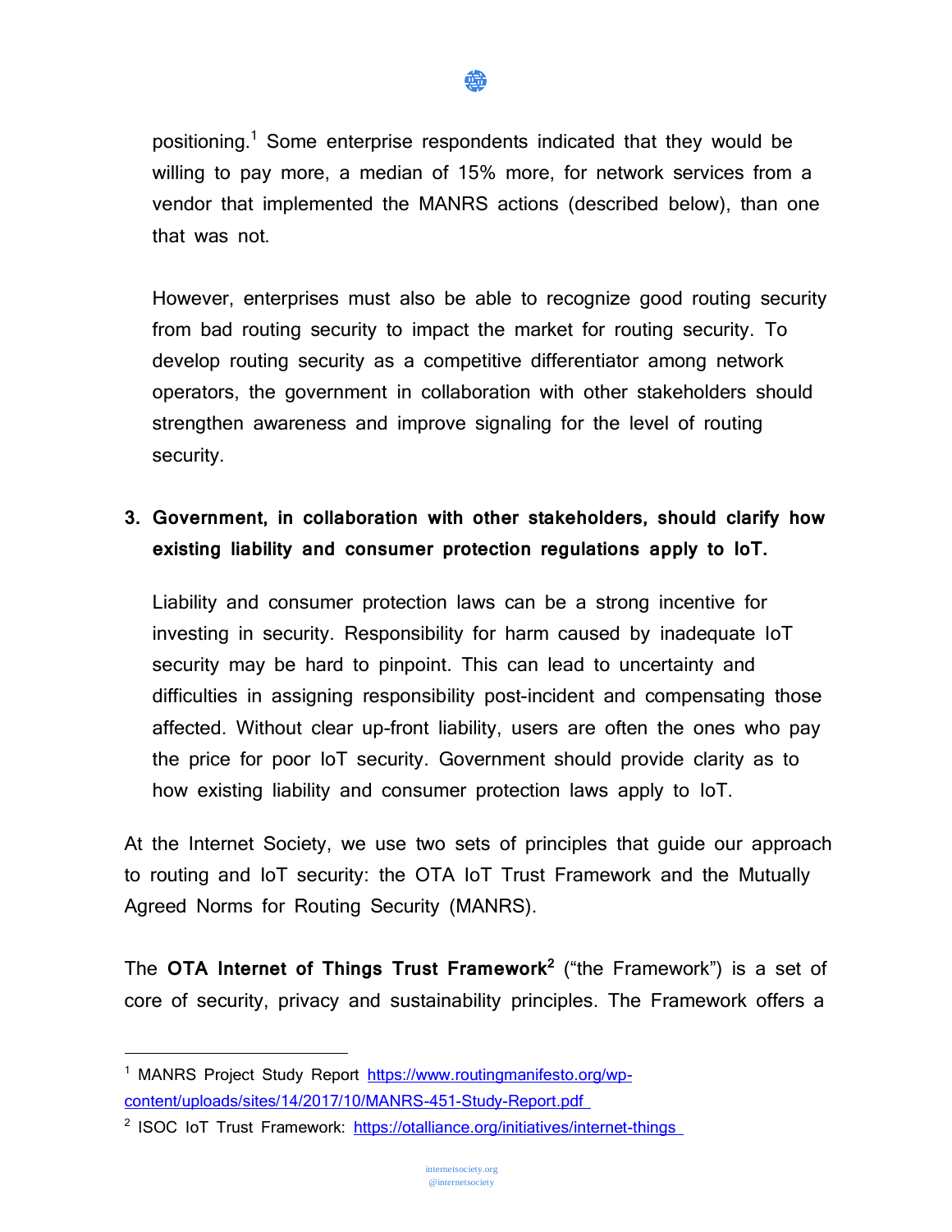positioning.[1] Some enterprise respondents indicated that they would be willing to pay more, a median of 15% more, for network services from a vendor that implemented the MANRS actions (described below), than one that was not.

However, enterprises must also be able to recognize good routing security from bad routing security to impact the market for routing security. To develop routing security as a competitive differentiator among network operators, the government in collaboration with other stakeholders should strengthen awareness and improve signaling for the level of routing security.

3. **Government, in collaboration with other stakeholders, should clarify how existing liability and consumer protection regulations apply to IoT.**

   Liability and consumer protection laws can be a strong incentive for investing in security. Responsibility for harm caused by inadequate IoT security may be hard to pinpoint. This can lead to uncertainty and difficulties in assigning responsibility post-incident and compensating those affected. Without clear up-front liability, users are often the ones who pay the price for poor IoT security. Government should provide clarity as to how existing liability and consumer protection laws apply to IoT.

At the Internet Society, we use two sets of principles that guide our approach to routing and IoT security: the OTA IoT Trust Framework and the Mutually Agreed Norms for Routing Security (MANRS).

The **OTA Internet of Things Trust Framework**[2] ("the Framework") is a set of core of security, privacy and sustainability principles. The Framework offers a

---

[1] MANRS Project Study Report https://www.routingmanifesto.org/wp-content/uploads/sites/14/2017/10/MANRS-451-Study-Report.pdf

[2] ISOC IoT Trust Framework: https://otalliance.org/initiatives/internet-things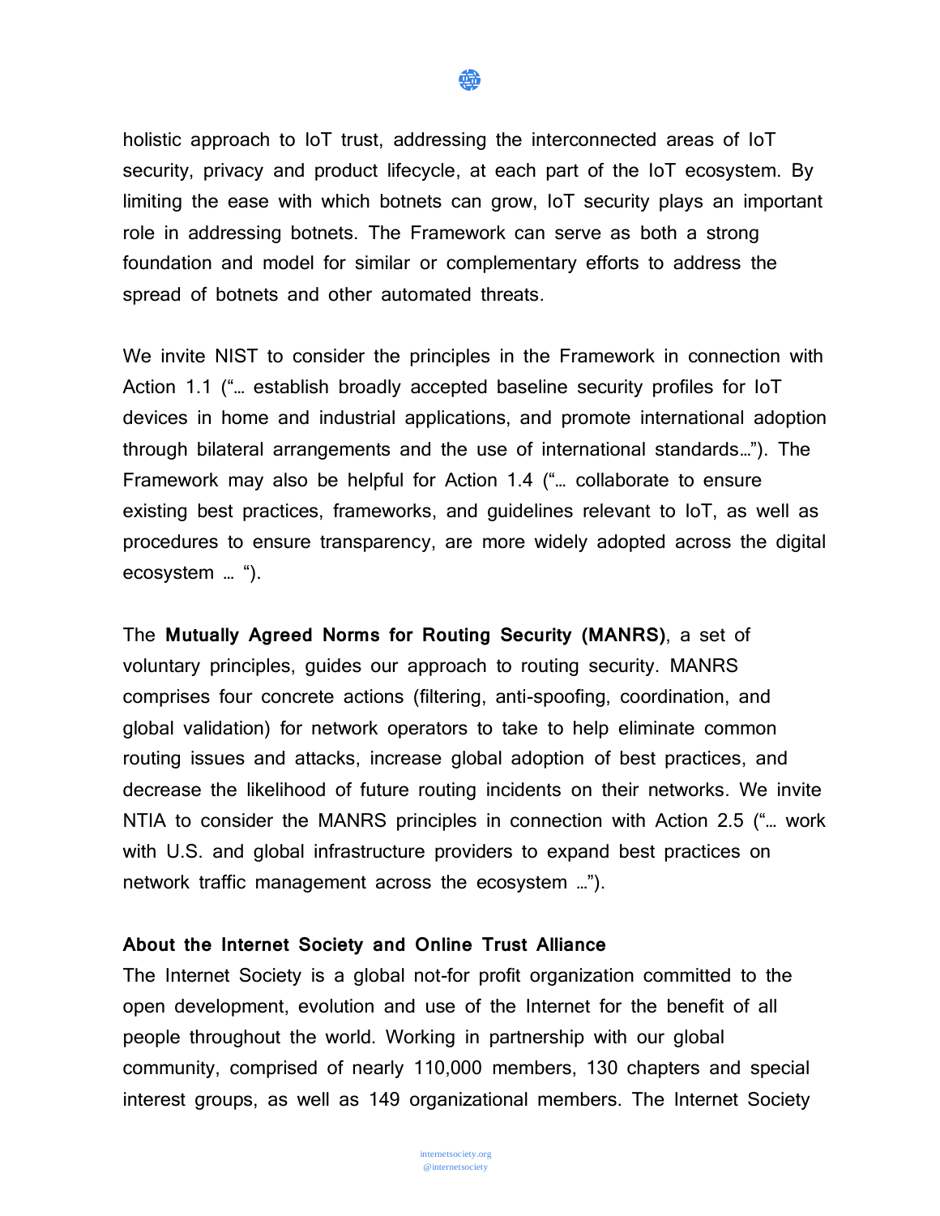holistic approach to IoT trust, addressing the interconnected areas of IoT security, privacy and product lifecycle, at each part of the IoT ecosystem. By limiting the ease with which botnets can grow, IoT security plays an important role in addressing botnets. The Framework can serve as both a strong foundation and model for similar or complementary efforts to address the spread of botnets and other automated threats.

We invite NIST to consider the principles in the Framework in connection with Action 1.1 ("… establish broadly accepted baseline security profiles for IoT devices in home and industrial applications, and promote international adoption through bilateral arrangements and the use of international standards…"). The Framework may also be helpful for Action 1.4 ("… collaborate to ensure existing best practices, frameworks, and guidelines relevant to IoT, as well as procedures to ensure transparency, are more widely adopted across the digital ecosystem … ").

The **Mutually Agreed Norms for Routing Security (MANRS)**, a set of voluntary principles, guides our approach to routing security. MANRS comprises four concrete actions (filtering, anti-spoofing, coordination, and global validation) for network operators to take to help eliminate common routing issues and attacks, increase global adoption of best practices, and decrease the likelihood of future routing incidents on their networks. We invite NTIA to consider the MANRS principles in connection with Action 2.5 ("… work with U.S. and global infrastructure providers to expand best practices on network traffic management across the ecosystem …").

**About the Internet Society and Online Trust Alliance**

The Internet Society is a global not-for profit organization committed to the open development, evolution and use of the Internet for the benefit of all people throughout the world. Working in partnership with our global community, comprised of nearly 110,000 members, 130 chapters and special interest groups, as well as 149 organizational members. The Internet Society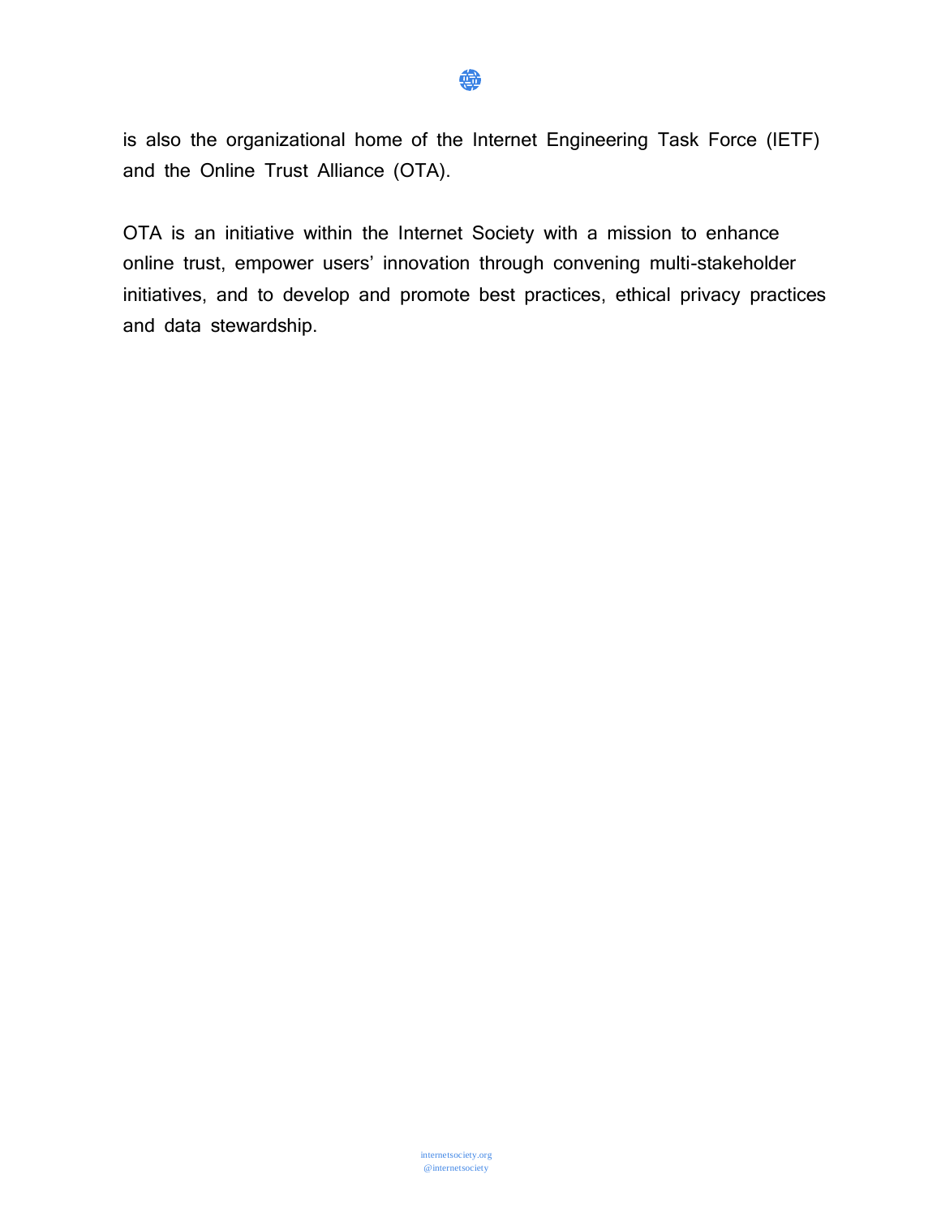is also the organizational home of the Internet Engineering Task Force (IETF) and the Online Trust Alliance (OTA).

OTA is an initiative within the Internet Society with a mission to enhance online trust, empower users' innovation through convening multi-stakeholder initiatives, and to develop and promote best practices, ethical privacy practices and data stewardship.